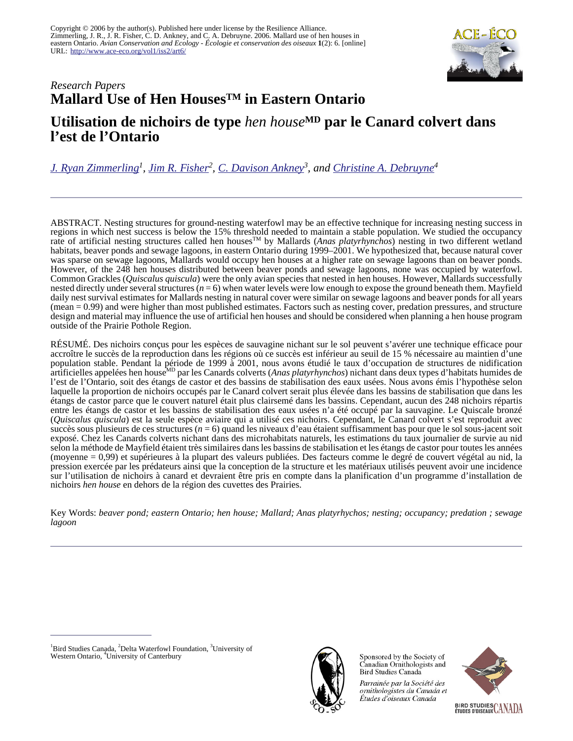Copyright © 2006 by the author(s). Published here under license by the Resilience Alliance.
Zimmerling, J. R., J. R. Fisher, C. D. Ankney, and C. A. Debruyne. 2006. Mallard use of hen houses in eastern Ontario. *Avian Conservation and Ecology - Écologie et conservation des oiseaux* **1**(2): 6. [online] URL: http://www.ace-eco.org/vol1/iss2/art6/

*Research Papers*

# Mallard Use of Hen Houses™ in Eastern Ontario

# Utilisation de nichoirs de type *hen house*^MD^ par le Canard colvert dans l'est de l'Ontario

J. Ryan Zimmerling[1], Jim R. Fisher[2], C. Davison Ankney[3], and Christine A. Debruyne[4]

---

ABSTRACT. Nesting structures for ground-nesting waterfowl may be an effective technique for increasing nesting success in regions in which nest success is below the 15% threshold needed to maintain a stable population. We studied the occupancy rate of artificial nesting structures called hen houses™ by Mallards (*Anas platyrhynchos*) nesting in two different wetland habitats, beaver ponds and sewage lagoons, in eastern Ontario during 1999–2001. We hypothesized that, because natural cover was sparse on sewage lagoons, Mallards would occupy hen houses at a higher rate on sewage lagoons than on beaver ponds. However, of the 248 hen houses distributed between beaver ponds and sewage lagoons, none was occupied by waterfowl. Common Grackles (*Quiscalus quiscula*) were the only avian species that nested in hen houses. However, Mallards successfully nested directly under several structures ($n = 6$) when water levels were low enough to expose the ground beneath them. Mayfield daily nest survival estimates for Mallards nesting in natural cover were similar on sewage lagoons and beaver ponds for all years (mean = 0.99) and were higher than most published estimates. Factors such as nesting cover, predation pressures, and structure design and material may influence the use of artificial hen houses and should be considered when planning a hen house program outside of the Prairie Pothole Region.

RÉSUMÉ. Des nichoirs conçus pour les espèces de sauvagine nichant sur le sol peuvent s'avérer une technique efficace pour accroître le succès de la reproduction dans les régions où ce succès est inférieur au seuil de 15 % nécessaire au maintien d'une population stable. Pendant la période de 1999 à 2001, nous avons étudié le taux d'occupation de structures de nidification artificielles appelées hen house[MD] par les Canards colverts (*Anas platyrhynchos*) nichant dans deux types d'habitats humides de l'est de l'Ontario, soit des étangs de castor et des bassins de stabilisation des eaux usées. Nous avons émis l'hypothèse selon laquelle la proportion de nichoirs occupés par le Canard colvert serait plus élevée dans les bassins de stabilisation que dans les étangs de castor parce que le couvert naturel était plus clairsemé dans les bassins. Cependant, aucun des 248 nichoirs répartis entre les étangs de castor et les bassins de stabilisation des eaux usées n'a été occupé par la sauvagine. Le Quiscale bronzé (*Quiscalus quiscula*) est la seule espèce aviaire qui a utilisé ces nichoirs. Cependant, le Canard colvert s'est reproduit avec succès sous plusieurs de ces structures ($n = 6$) quand les niveaux d'eau étaient suffisamment bas pour que le sol sous-jacent soit exposé. Chez les Canards colverts nichant dans des microhabitats naturels, les estimations du taux journalier de survie au nid selon la méthode de Mayfield étaient très similaires dans les bassins de stabilisation et les étangs de castor pour toutes les années (moyenne = 0,99) et supérieures à la plupart des valeurs publiées. Des facteurs comme le degré de couvert végétal au nid, la pression exercée par les prédateurs ainsi que la conception de la structure et les matériaux utilisés peuvent avoir une incidence sur l'utilisation de nichoirs à canard et devraient être pris en compte dans la planification d'un programme d'installation de nichoirs *hen house* en dehors de la région des cuvettes des Prairies.

Key Words: *beaver pond; eastern Ontario; hen house; Mallard; Anas platyrhychos; nesting; occupancy; predation ; sewage lagoon*

---

[1]Bird Studies Canada, [2]Delta Waterfowl Foundation, [3]University of Western Ontario, [4]University of Canterbury

Sponsored by the Society of Canadian Ornithologists and Bird Studies Canada

*Parrainée par la Société des ornithologistes du Canada et Études d'oiseaux Canada*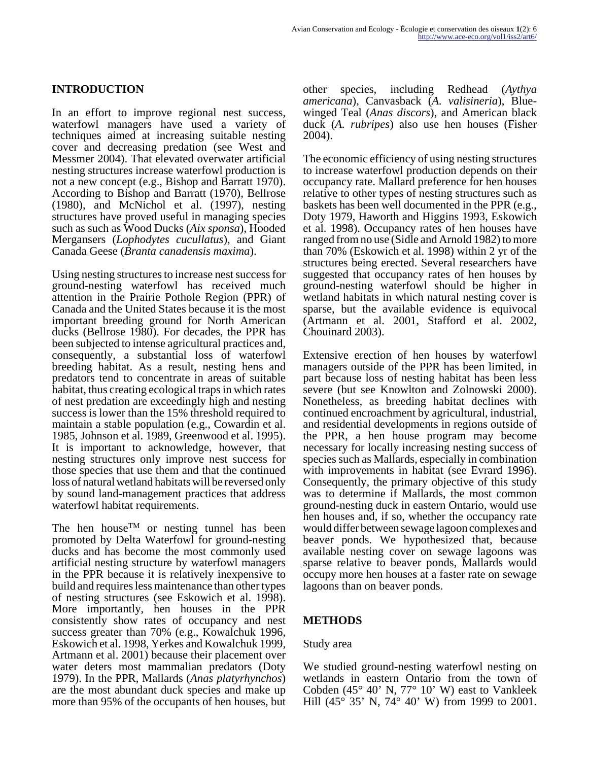## INTRODUCTION

In an effort to improve regional nest success, waterfowl managers have used a variety of techniques aimed at increasing suitable nesting cover and decreasing predation (see West and Messmer 2004). That elevated overwater artificial nesting structures increase waterfowl production is not a new concept (e.g., Bishop and Barratt 1970). According to Bishop and Barratt (1970), Bellrose (1980), and McNichol et al. (1997), nesting structures have proved useful in managing species such as such as Wood Ducks (*Aix sponsa*), Hooded Mergansers (*Lophodytes cucullatus*), and Giant Canada Geese (*Branta canadensis maxima*).

Using nesting structures to increase nest success for ground-nesting waterfowl has received much attention in the Prairie Pothole Region (PPR) of Canada and the United States because it is the most important breeding ground for North American ducks (Bellrose 1980). For decades, the PPR has been subjected to intense agricultural practices and, consequently, a substantial loss of waterfowl breeding habitat. As a result, nesting hens and predators tend to concentrate in areas of suitable habitat, thus creating ecological traps in which rates of nest predation are exceedingly high and nesting success is lower than the 15% threshold required to maintain a stable population (e.g., Cowardin et al. 1985, Johnson et al. 1989, Greenwood et al. 1995). It is important to acknowledge, however, that nesting structures only improve nest success for those species that use them and that the continued loss of natural wetland habitats will be reversed only by sound land-management practices that address waterfowl habitat requirements.

The hen house™ or nesting tunnel has been promoted by Delta Waterfowl for ground-nesting ducks and has become the most commonly used artificial nesting structure by waterfowl managers in the PPR because it is relatively inexpensive to build and requires less maintenance than other types of nesting structures (see Eskowich et al. 1998). More importantly, hen houses in the PPR consistently show rates of occupancy and nest success greater than 70% (e.g., Kowalchuk 1996, Eskowich et al. 1998, Yerkes and Kowalchuk 1999, Artmann et al. 2001) because their placement over water deters most mammalian predators (Doty 1979). In the PPR, Mallards (*Anas platyrhynchos*) are the most abundant duck species and make up more than 95% of the occupants of hen houses, but other species, including Redhead (*Aythya americana*), Canvasback (*A. valisineria*), Blue-winged Teal (*Anas discors*), and American black duck (*A. rubripes*) also use hen houses (Fisher 2004).

The economic efficiency of using nesting structures to increase waterfowl production depends on their occupancy rate. Mallard preference for hen houses relative to other types of nesting structures such as baskets has been well documented in the PPR (e.g., Doty 1979, Haworth and Higgins 1993, Eskowich et al. 1998). Occupancy rates of hen houses have ranged from no use (Sidle and Arnold 1982) to more than 70% (Eskowich et al. 1998) within 2 yr of the structures being erected. Several researchers have suggested that occupancy rates of hen houses by ground-nesting waterfowl should be higher in wetland habitats in which natural nesting cover is sparse, but the available evidence is equivocal (Artmann et al. 2001, Stafford et al. 2002, Chouinard 2003).

Extensive erection of hen houses by waterfowl managers outside of the PPR has been limited, in part because loss of nesting habitat has been less severe (but see Knowlton and Zolnowski 2000). Nonetheless, as breeding habitat declines with continued encroachment by agricultural, industrial, and residential developments in regions outside of the PPR, a hen house program may become necessary for locally increasing nesting success of species such as Mallards, especially in combination with improvements in habitat (see Evrard 1996). Consequently, the primary objective of this study was to determine if Mallards, the most common ground-nesting duck in eastern Ontario, would use hen houses and, if so, whether the occupancy rate would differ between sewage lagoon complexes and beaver ponds. We hypothesized that, because available nesting cover on sewage lagoons was sparse relative to beaver ponds, Mallards would occupy more hen houses at a faster rate on sewage lagoons than on beaver ponds.

## METHODS

### Study area

We studied ground-nesting waterfowl nesting on wetlands in eastern Ontario from the town of Cobden (45° 40’ N, 77° 10’ W) east to Vankleek Hill (45° 35’ N, 74° 40’ W) from 1999 to 2001.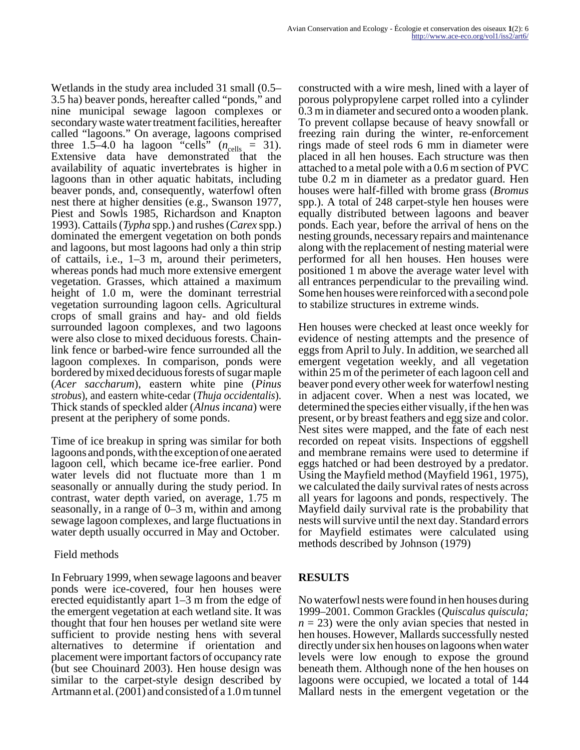Wetlands in the study area included 31 small (0.5–3.5 ha) beaver ponds, hereafter called "ponds," and nine municipal sewage lagoon complexes or secondary waste water treatment facilities, hereafter called "lagoons." On average, lagoons comprised three 1.5–4.0 ha lagoon "cells" ($n_{\text{cells}}$ = 31). Extensive data have demonstrated that the availability of aquatic invertebrates is higher in lagoons than in other aquatic habitats, including beaver ponds, and, consequently, waterfowl often nest there at higher densities (e.g., Swanson 1977, Piest and Sowls 1985, Richardson and Knapton 1993). Cattails (*Typha* spp.) and rushes (*Carex* spp.) dominated the emergent vegetation on both ponds and lagoons, but most lagoons had only a thin strip of cattails, i.e., 1–3 m, around their perimeters, whereas ponds had much more extensive emergent vegetation. Grasses, which attained a maximum height of 1.0 m, were the dominant terrestrial vegetation surrounding lagoon cells. Agricultural crops of small grains and hay- and old fields surrounded lagoon complexes, and two lagoons were also close to mixed deciduous forests. Chain-link fence or barbed-wire fence surrounded all the lagoon complexes. In comparison, ponds were bordered by mixed deciduous forests of sugar maple (*Acer saccharum*), eastern white pine (*Pinus strobus*), and eastern white-cedar (*Thuja occidentalis*). Thick stands of speckled alder (*Alnus incana*) were present at the periphery of some ponds.

Time of ice breakup in spring was similar for both lagoons and ponds, with the exception of one aerated lagoon cell, which became ice-free earlier. Pond water levels did not fluctuate more than 1 m seasonally or annually during the study period. In contrast, water depth varied, on average, 1.75 m seasonally, in a range of 0–3 m, within and among sewage lagoon complexes, and large fluctuations in water depth usually occurred in May and October.

### Field methods

In February 1999, when sewage lagoons and beaver ponds were ice-covered, four hen houses were erected equidistantly apart 1–3 m from the edge of the emergent vegetation at each wetland site. It was thought that four hen houses per wetland site were sufficient to provide nesting hens with several alternatives to determine if orientation and placement were important factors of occupancy rate (but see Chouinard 2003). Hen house design was similar to the carpet-style design described by Artmann et al. (2001) and consisted of a 1.0 m tunnel constructed with a wire mesh, lined with a layer of porous polypropylene carpet rolled into a cylinder 0.3 m in diameter and secured onto a wooden plank. To prevent collapse because of heavy snowfall or freezing rain during the winter, re-enforcement rings made of steel rods 6 mm in diameter were placed in all hen houses. Each structure was then attached to a metal pole with a 0.6 m section of PVC tube 0.2 m in diameter as a predator guard. Hen houses were half-filled with brome grass (*Bromus* spp.). A total of 248 carpet-style hen houses were equally distributed between lagoons and beaver ponds. Each year, before the arrival of hens on the nesting grounds, necessary repairs and maintenance along with the replacement of nesting material were performed for all hen houses. Hen houses were positioned 1 m above the average water level with all entrances perpendicular to the prevailing wind. Some hen houses were reinforced with a second pole to stabilize structures in extreme winds.

Hen houses were checked at least once weekly for evidence of nesting attempts and the presence of eggs from April to July. In addition, we searched all emergent vegetation weekly, and all vegetation within 25 m of the perimeter of each lagoon cell and beaver pond every other week for waterfowl nesting in adjacent cover. When a nest was located, we determined the species either visually, if the hen was present, or by breast feathers and egg size and color. Nest sites were mapped, and the fate of each nest recorded on repeat visits. Inspections of eggshell and membrane remains were used to determine if eggs hatched or had been destroyed by a predator. Using the Mayfield method (Mayfield 1961, 1975), we calculated the daily survival rates of nests across all years for lagoons and ponds, respectively. The Mayfield daily survival rate is the probability that nests will survive until the next day. Standard errors for Mayfield estimates were calculated using methods described by Johnson (1979)

## RESULTS

No waterfowl nests were found in hen houses during 1999–2001. Common Grackles (*Quiscalus quiscula;* $n$ = 23) were the only avian species that nested in hen houses. However, Mallards successfully nested directly under six hen houses on lagoons when water levels were low enough to expose the ground beneath them. Although none of the hen houses on lagoons were occupied, we located a total of 144 Mallard nests in the emergent vegetation or the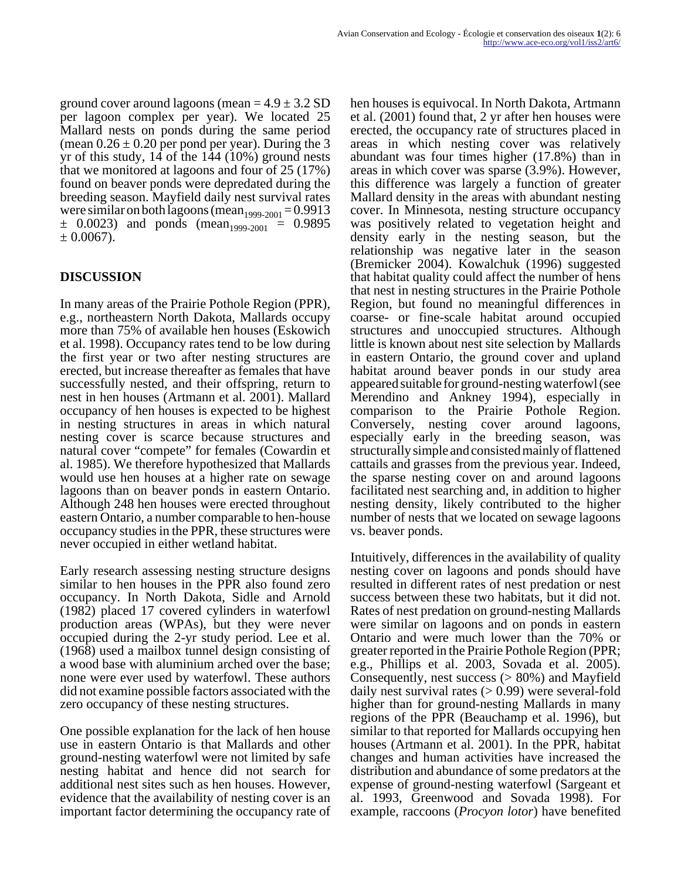ground cover around lagoons (mean = 4.9 ± 3.2 SD per lagoon complex per year). We located 25 Mallard nests on ponds during the same period (mean 0.26 ± 0.20 per pond per year). During the 3 yr of this study, 14 of the 144 (10%) ground nests that we monitored at lagoons and four of 25 (17%) found on beaver ponds were depredated during the breeding season. Mayfield daily nest survival rates were similar on both lagoons ($mean_{1999\text{-}2001} = 0.9913 \pm 0.0023$) and ponds ($mean_{1999\text{-}2001} = 0.9895 \pm 0.0067$).

## DISCUSSION

In many areas of the Prairie Pothole Region (PPR), e.g., northeastern North Dakota, Mallards occupy more than 75% of available hen houses (Eskowich et al. 1998). Occupancy rates tend to be low during the first year or two after nesting structures are erected, but increase thereafter as females that have successfully nested, and their offspring, return to nest in hen houses (Artmann et al. 2001). Mallard occupancy of hen houses is expected to be highest in nesting structures in areas in which natural nesting cover is scarce because structures and natural cover "compete" for females (Cowardin et al. 1985). We therefore hypothesized that Mallards would use hen houses at a higher rate on sewage lagoons than on beaver ponds in eastern Ontario. Although 248 hen houses were erected throughout eastern Ontario, a number comparable to hen-house occupancy studies in the PPR, these structures were never occupied in either wetland habitat.

Early research assessing nesting structure designs similar to hen houses in the PPR also found zero occupancy. In North Dakota, Sidle and Arnold (1982) placed 17 covered cylinders in waterfowl production areas (WPAs), but they were never occupied during the 2-yr study period. Lee et al. (1968) used a mailbox tunnel design consisting of a wood base with aluminium arched over the base; none were ever used by waterfowl. These authors did not examine possible factors associated with the zero occupancy of these nesting structures.

One possible explanation for the lack of hen house use in eastern Ontario is that Mallards and other ground-nesting waterfowl were not limited by safe nesting habitat and hence did not search for additional nest sites such as hen houses. However, evidence that the availability of nesting cover is an important factor determining the occupancy rate of hen houses is equivocal. In North Dakota, Artmann et al. (2001) found that, 2 yr after hen houses were erected, the occupancy rate of structures placed in areas in which nesting cover was relatively abundant was four times higher (17.8%) than in areas in which cover was sparse (3.9%). However, this difference was largely a function of greater Mallard density in the areas with abundant nesting cover. In Minnesota, nesting structure occupancy was positively related to vegetation height and density early in the nesting season, but the relationship was negative later in the season (Bremicker 2004). Kowalchuk (1996) suggested that habitat quality could affect the number of hens that nest in nesting structures in the Prairie Pothole Region, but found no meaningful differences in coarse- or fine-scale habitat around occupied structures and unoccupied structures. Although little is known about nest site selection by Mallards in eastern Ontario, the ground cover and upland habitat around beaver ponds in our study area appeared suitable for ground-nesting waterfowl (see Merendino and Ankney 1994), especially in comparison to the Prairie Pothole Region. Conversely, nesting cover around lagoons, especially early in the breeding season, was structurally simple and consisted mainly of flattened cattails and grasses from the previous year. Indeed, the sparse nesting cover on and around lagoons facilitated nest searching and, in addition to higher nesting density, likely contributed to the higher number of nests that we located on sewage lagoons vs. beaver ponds.

Intuitively, differences in the availability of quality nesting cover on lagoons and ponds should have resulted in different rates of nest predation or nest success between these two habitats, but it did not. Rates of nest predation on ground-nesting Mallards were similar on lagoons and on ponds in eastern Ontario and were much lower than the 70% or greater reported in the Prairie Pothole Region (PPR; e.g., Phillips et al. 2003, Sovada et al. 2005). Consequently, nest success (> 80%) and Mayfield daily nest survival rates (> 0.99) were several-fold higher than for ground-nesting Mallards in many regions of the PPR (Beauchamp et al. 1996), but similar to that reported for Mallards occupying hen houses (Artmann et al. 2001). In the PPR, habitat changes and human activities have increased the distribution and abundance of some predators at the expense of ground-nesting waterfowl (Sargeant et al. 1993, Greenwood and Sovada 1998). For example, raccoons (*Procyon lotor*) have benefited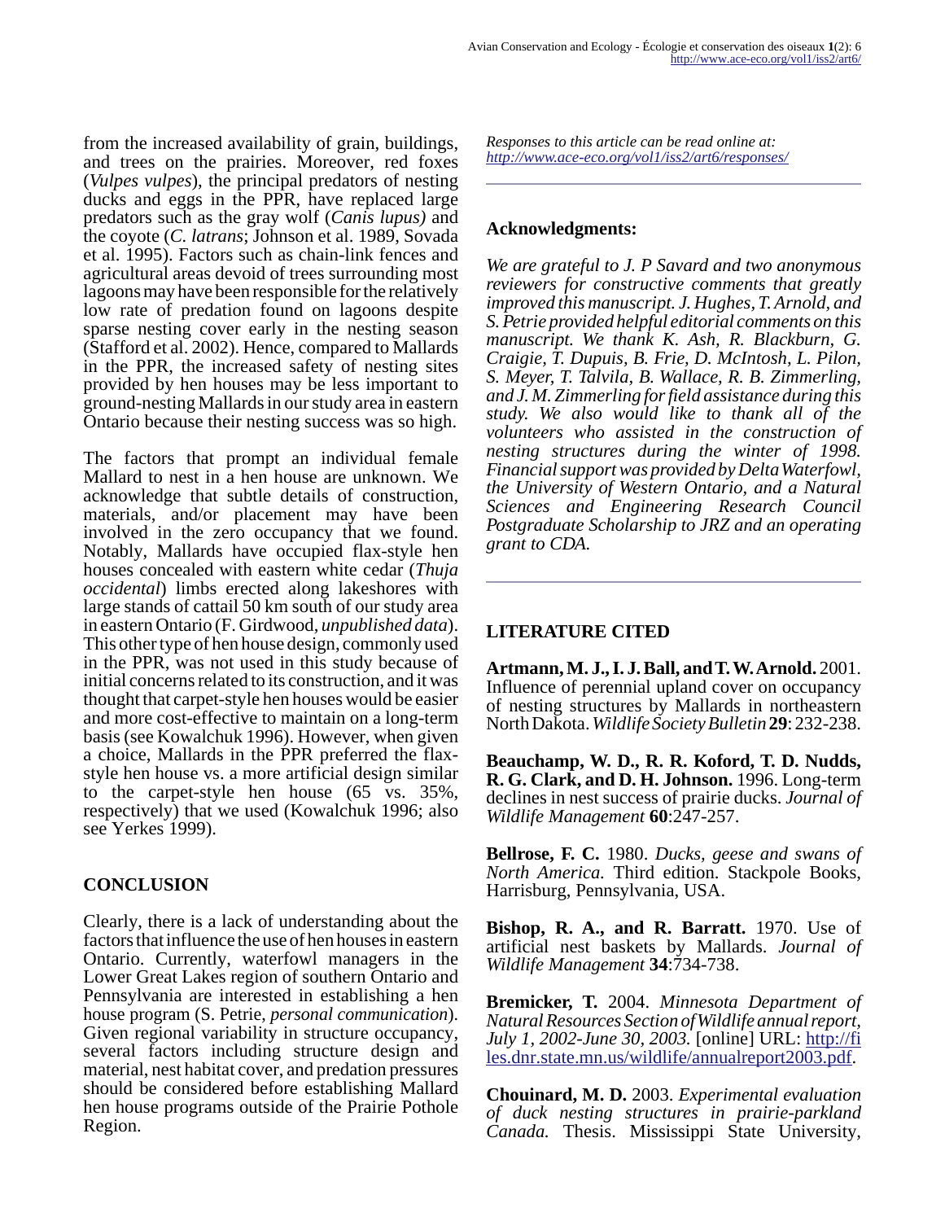from the increased availability of grain, buildings, and trees on the prairies. Moreover, red foxes (*Vulpes vulpes*), the principal predators of nesting ducks and eggs in the PPR, have replaced large predators such as the gray wolf (*Canis lupus)* and the coyote (*C. latrans*; Johnson et al. 1989, Sovada et al. 1995). Factors such as chain-link fences and agricultural areas devoid of trees surrounding most lagoons may have been responsible for the relatively low rate of predation found on lagoons despite sparse nesting cover early in the nesting season (Stafford et al. 2002). Hence, compared to Mallards in the PPR, the increased safety of nesting sites provided by hen houses may be less important to ground-nesting Mallards in our study area in eastern Ontario because their nesting success was so high.

The factors that prompt an individual female Mallard to nest in a hen house are unknown. We acknowledge that subtle details of construction, materials, and/or placement may have been involved in the zero occupancy that we found. Notably, Mallards have occupied flax-style hen houses concealed with eastern white cedar (*Thuja occidental*) limbs erected along lakeshores with large stands of cattail 50 km south of our study area in eastern Ontario (F. Girdwood, *unpublished data*). This other type of hen house design, commonly used in the PPR, was not used in this study because of initial concerns related to its construction, and it was thought that carpet-style hen houses would be easier and more cost-effective to maintain on a long-term basis (see Kowalchuk 1996). However, when given a choice, Mallards in the PPR preferred the flax-style hen house vs. a more artificial design similar to the carpet-style hen house (65 vs. 35%, respectively) that we used (Kowalchuk 1996; also see Yerkes 1999).

## CONCLUSION

Clearly, there is a lack of understanding about the factors that influence the use of hen houses in eastern Ontario. Currently, waterfowl managers in the Lower Great Lakes region of southern Ontario and Pennsylvania are interested in establishing a hen house program (S. Petrie, *personal communication*). Given regional variability in structure occupancy, several factors including structure design and material, nest habitat cover, and predation pressures should be considered before establishing Mallard hen house programs outside of the Prairie Pothole Region.

*Responses to this article can be read online at:*
*http://www.ace-eco.org/vol1/iss2/art6/responses/*

## Acknowledgments:

*We are grateful to J. P Savard and two anonymous reviewers for constructive comments that greatly improved this manuscript. J. Hughes, T. Arnold, and S. Petrie provided helpful editorial comments on this manuscript. We thank K. Ash, R. Blackburn, G. Craigie, T. Dupuis, B. Frie, D. McIntosh, L. Pilon, S. Meyer, T. Talvila, B. Wallace, R. B. Zimmerling, and J. M. Zimmerling for field assistance during this study. We also would like to thank all of the volunteers who assisted in the construction of nesting structures during the winter of 1998. Financial support was provided by Delta Waterfowl, the University of Western Ontario, and a Natural Sciences and Engineering Research Council Postgraduate Scholarship to JRZ and an operating grant to CDA.*

## LITERATURE CITED

**Artmann, M. J., I. J. Ball, and T. W. Arnold.** 2001. Influence of perennial upland cover on occupancy of nesting structures by Mallards in northeastern North Dakota. *Wildlife Society Bulletin* **29**: 232-238.

**Beauchamp, W. D., R. R. Koford, T. D. Nudds, R. G. Clark, and D. H. Johnson.** 1996. Long-term declines in nest success of prairie ducks. *Journal of Wildlife Management* **60**:247-257.

**Bellrose, F. C.** 1980. *Ducks, geese and swans of North America.* Third edition. Stackpole Books, Harrisburg, Pennsylvania, USA.

**Bishop, R. A., and R. Barratt.** 1970. Use of artificial nest baskets by Mallards. *Journal of Wildlife Management* **34**:734-738.

**Bremicker, T.** 2004. *Minnesota Department of Natural Resources Section of Wildlife annual report, July 1, 2002-June 30, 2003.* [online] URL: http://files.dnr.state.mn.us/wildlife/annualreport2003.pdf.

**Chouinard, M. D.** 2003. *Experimental evaluation of duck nesting structures in prairie-parkland Canada.* Thesis. Mississippi State University,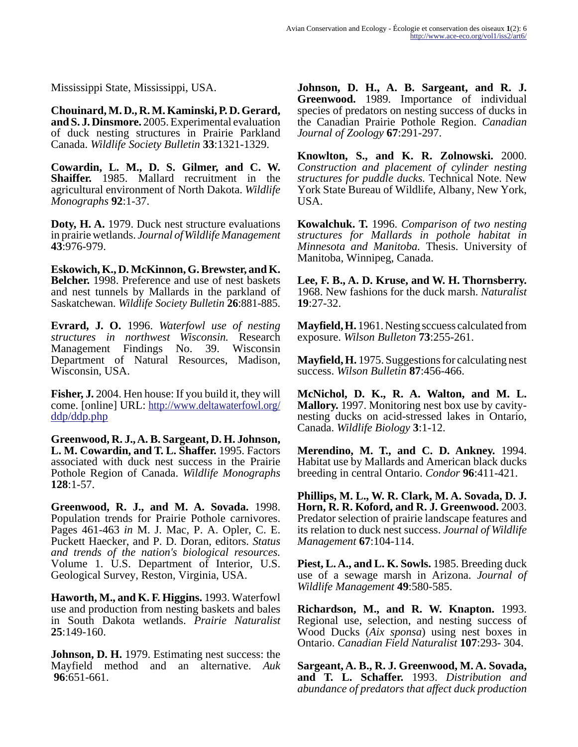Mississippi State, Mississippi, USA.

**Chouinard, M. D., R. M. Kaminski, P. D. Gerard, and S. J. Dinsmore.** 2005. Experimental evaluation of duck nesting structures in Prairie Parkland Canada. *Wildlife Society Bulletin* **33**:1321-1329.

**Cowardin, L. M., D. S. Gilmer, and C. W. Shaiffer.** 1985. Mallard recruitment in the agricultural environment of North Dakota. *Wildlife Monographs* **92**:1-37.

**Doty, H. A.** 1979. Duck nest structure evaluations in prairie wetlands. *Journal of Wildlife Management* **43**:976-979.

**Eskowich, K., D. McKinnon, G. Brewster, and K. Belcher.** 1998. Preference and use of nest baskets and nest tunnels by Mallards in the parkland of Saskatchewan. *Wildlife Society Bulletin* **26**:881-885.

**Evrard, J. O.** 1996. *Waterfowl use of nesting structures in northwest Wisconsin.* Research Management Findings No. 39. Wisconsin Department of Natural Resources, Madison, Wisconsin, USA.

**Fisher, J.** 2004. Hen house: If you build it, they will come. [online] URL: http://www.deltawaterfowl.org/ddp/ddp.php

**Greenwood, R. J., A. B. Sargeant, D. H. Johnson, L. M. Cowardin, and T. L. Shaffer.** 1995. Factors associated with duck nest success in the Prairie Pothole Region of Canada. *Wildlife Monographs* **128**:1-57.

**Greenwood, R. J., and M. A. Sovada.** 1998. Population trends for Prairie Pothole carnivores. Pages 461-463 *in* M. J. Mac, P. A. Opler, C. E. Puckett Haecker, and P. D. Doran, editors. *Status and trends of the nation's biological resources.* Volume 1. U.S. Department of Interior, U.S. Geological Survey, Reston, Virginia, USA.

**Haworth, M., and K. F. Higgins.** 1993. Waterfowl use and production from nesting baskets and bales in South Dakota wetlands. *Prairie Naturalist* **25**:149-160.

**Johnson, D. H.** 1979. Estimating nest success: the Mayfield method and an alternative. *Auk* **96**:651-661.

**Johnson, D. H., A. B. Sargeant, and R. J. Greenwood.** 1989. Importance of individual species of predators on nesting success of ducks in the Canadian Prairie Pothole Region. *Canadian Journal of Zoology* **67**:291-297.

**Knowlton, S., and K. R. Zolnowski.** 2000. *Construction and placement of cylinder nesting structures for puddle ducks.* Technical Note. New York State Bureau of Wildlife, Albany, New York, USA.

**Kowalchuk. T.** 1996. *Comparison of two nesting structures for Mallards in pothole habitat in Minnesota and Manitoba.* Thesis. University of Manitoba, Winnipeg, Canada.

**Lee, F. B., A. D. Kruse, and W. H. Thornsberry.** 1968. New fashions for the duck marsh. *Naturalist* **19**:27-32.

**Mayfield, H.** 1961. Nesting sccuess calculated from exposure. *Wilson Bulleton* **73**:255-261.

**Mayfield, H.** 1975. Suggestions for calculating nest success. *Wilson Bulletin* **87**:456-466.

**McNichol, D. K., R. A. Walton, and M. L. Mallory.** 1997. Monitoring nest box use by cavity-nesting ducks on acid-stressed lakes in Ontario, Canada. *Wildlife Biology* **3**:1-12.

**Merendino, M. T., and C. D. Ankney.** 1994. Habitat use by Mallards and American black ducks breeding in central Ontario. *Condor* **96**:411-421.

**Phillips, M. L., W. R. Clark, M. A. Sovada, D. J. Horn, R. R. Koford, and R. J. Greenwood.** 2003. Predator selection of prairie landscape features and its relation to duck nest success. *Journal of Wildlife Management* **67**:104-114.

**Piest, L. A., and L. K. Sowls.** 1985. Breeding duck use of a sewage marsh in Arizona. *Journal of Wildlife Management* **49**:580-585.

**Richardson, M., and R. W. Knapton.** 1993. Regional use, selection, and nesting success of Wood Ducks (*Aix sponsa*) using nest boxes in Ontario. *Canadian Field Naturalist* **107**:293- 304.

**Sargeant, A. B., R. J. Greenwood, M. A. Sovada, and T. L. Schaffer.** 1993. *Distribution and abundance of predators that affect duck production*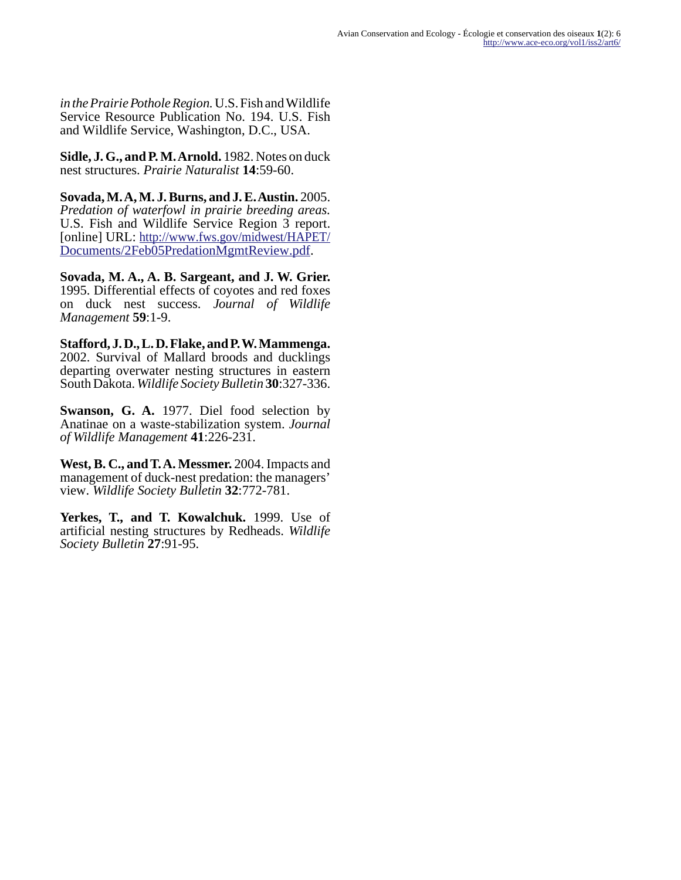*in the Prairie Pothole Region.* U.S. Fish and Wildlife Service Resource Publication No. 194. U.S. Fish and Wildlife Service, Washington, D.C., USA.

**Sidle, J. G., and P. M. Arnold.** 1982. Notes on duck nest structures. *Prairie Naturalist* **14**:59-60.

**Sovada, M. A, M. J. Burns, and J. E. Austin.** 2005. *Predation of waterfowl in prairie breeding areas.* U.S. Fish and Wildlife Service Region 3 report. [online] URL: http://www.fws.gov/midwest/HAPET/Documents/2Feb05PredationMgmtReview.pdf.

**Sovada, M. A., A. B. Sargeant, and J. W. Grier.** 1995. Differential effects of coyotes and red foxes on duck nest success. *Journal of Wildlife Management* **59**:1-9.

**Stafford, J. D., L. D. Flake, and P. W. Mammenga.** 2002. Survival of Mallard broods and ducklings departing overwater nesting structures in eastern South Dakota. *Wildlife Society Bulletin* **30**:327-336.

**Swanson, G. A.** 1977. Diel food selection by Anatinae on a waste-stabilization system. *Journal of Wildlife Management* **41**:226-231.

**West, B. C., and T. A. Messmer.** 2004. Impacts and management of duck-nest predation: the managers' view. *Wildlife Society Bulletin* **32**:772-781.

**Yerkes, T., and T. Kowalchuk.** 1999. Use of artificial nesting structures by Redheads. *Wildlife Society Bulletin* **27**:91-95.